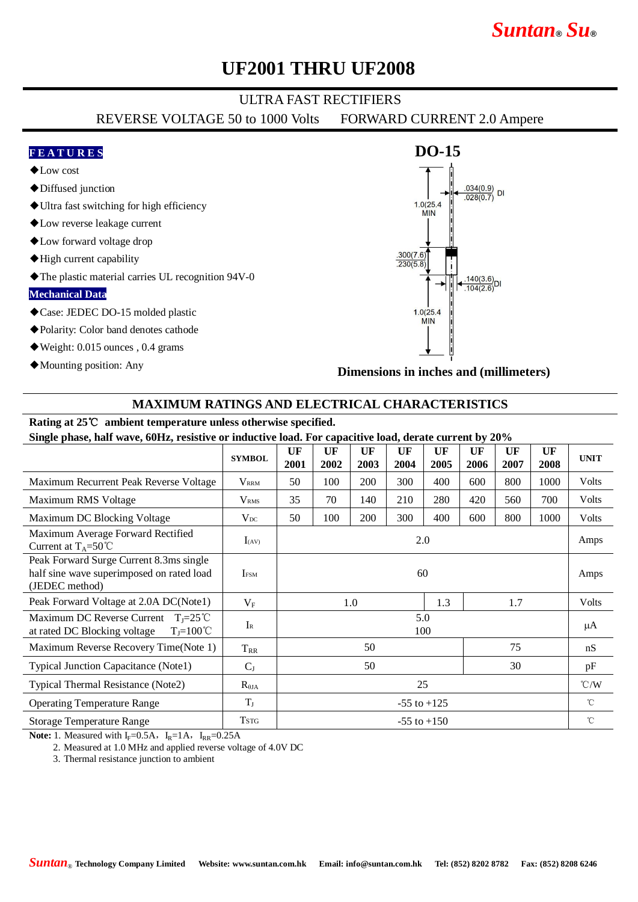# UF2001 THRU UF2008

ULTRA FAST RECTIFIERS

REVERSE VOLTAGE 50 to 1000 Volts FORWARD CURRENT 2.0 Ampere

**FEATURES**

- ◆Low cost
- ◆Diffused junction
- ◆Ultra fast switching for high efficiency
- ◆Low reverse leakage current
- ◆Low forward voltage drop
- ◆High current capability
- ◆The plastic material carries UL recognition 94V-0

**Mechanical Data**

- ◆Case: JEDEC DO-15 molded plastic
- ◆Polarity: Color band denotes cathode
- ◆Weight: 0.015 ounces , 0.4 grams
- ◆Mounting position: Any

**DO-15**

1.0(25.4) MIN

.034(0.9) .028(0.7) DI

.300(7.6) .230(5.8)

.140(3.6) .104(2.6) DI

1.0(25.4) MIN

**Dimensions in inches and (millimeters)**

## MAXIMUM RATINGS AND ELECTRICAL CHARACTERISTICS

**Rating at 25℃ ambient temperature unless otherwise specified.**

**Single phase, half wave, 60Hz, resistive or inductive load. For capacitive load, derate current by 20%**

| | SYMBOL | UF 2001 | UF 2002 | UF 2003 | UF 2004 | UF 2005 | UF 2006 | UF 2007 | UF 2008 | UNIT |
|---|---|---|---|---|---|---|---|---|---|---|
| Maximum Recurrent Peak Reverse Voltage | $V_{RRM}$ | 50 | 100 | 200 | 300 | 400 | 600 | 800 | 1000 | Volts |
| Maximum RMS Voltage | $V_{RMS}$ | 35 | 70 | 140 | 210 | 280 | 420 | 560 | 700 | Volts |
| Maximum DC Blocking Voltage | $V_{DC}$ | 50 | 100 | 200 | 300 | 400 | 600 | 800 | 1000 | Volts |
| Maximum Average Forward Rectified Current at $T_A$=50℃ | $I_{(AV)}$ | 2.0 | | | | | | | | Amps |
| Peak Forward Surge Current 8.3ms single half sine wave superimposed on rated load (JEDEC method) | $I_{FSM}$ | 60 | | | | | | | | Amps |
| Peak Forward Voltage at 2.0A DC(Note1) | $V_F$ | 1.0 | | | | 1.3 | 1.7 | | | Volts |
| Maximum DC Reverse Current $T_J$=25℃ at rated DC Blocking voltage $T_J$=100℃ | $I_R$ | 5.0 / 100 | | | | | | | | µA |
| Maximum Reverse Recovery Time(Note 1) | $T_{RR}$ | 50 | | | | | 75 | | | nS |
| Typical Junction Capacitance (Note1) | $C_J$ | 50 | | | | | 30 | | | pF |
| Typical Thermal Resistance (Note2) | $R_{θJA}$ | 25 | | | | | | | | ℃/W |
| Operating Temperature Range | $T_J$ | -55 to +125 | | | | | | | | ℃ |
| Storage Temperature Range | $T_{STG}$ | -55 to +150 | | | | | | | | ℃ |

**Note:** 1. Measured with $I_F$=0.5A, $I_R$=1A, $I_{RR}$=0.25A

2. Measured at 1.0 MHz and applied reverse voltage of 4.0V DC

3. Thermal resistance junction to ambient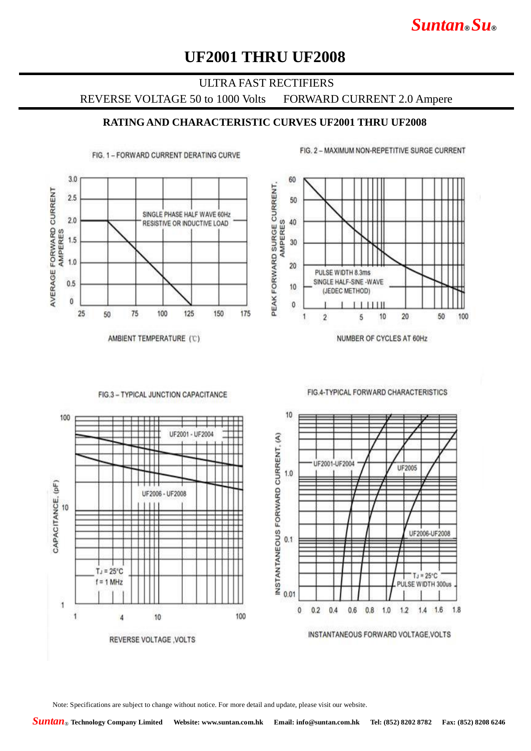# UF2001 THRU UF2008

ULTRA FAST RECTIFIERS

REVERSE VOLTAGE 50 to 1000 Volts　　FORWARD CURRENT 2.0 Ampere

## RATING AND CHARACTERISTIC CURVES UF2001 THRU UF2008

FIG. 1 – FORWARD CURRENT DERATING CURVE

AVERAGE FORWARD CURRENT AMPERES

3.0
2.5
2.0
1.5
1.0
0.5
0

SINGLE PHASE HALF WAVE 60Hz
RESISTIVE OR INDUCTIVE LOAD

25 50 75 100 125 150 175

AMBIENT TEMPERATURE (℃)

FIG. 2 – MAXIMUM NON-REPETITIVE SURGE CURRENT

PEAK FORWARD SURGE CURRENT, AMPERES

60
50
40
30
20
10
0

PULSE WIDTH 8.3ms
SINGLE HALF-SINE -WAVE
(JEDEC METHOD)

1 2 5 10 20 50 100

NUMBER OF CYCLES AT 60Hz

FIG.3 – TYPICAL JUNCTION CAPACITANCE

CAPACITANCE, (pF)

100
10
1

UF2001 - UF2004

UF2006 - UF2008

$T_J$ = 25°C
f = 1 MHz

1 4 10 100

REVERSE VOLTAGE ,VOLTS

FIG.4-TYPICAL FORWARD CHARACTERISTICS

INSTANTANEOUS FORWARD CURRENT, (A)

10
1.0
0.1
0.01

UF2001-UF2004

UF2005

UF2006-UF2008

$T_J$ = 25°C
PULSE WIDTH 300us

0 0.2 0.4 0.6 0.8 1.0 1.2 1.4 1.6 1.8

INSTANTANEOUS FORWARD VOLTAGE,VOLTS

Note: Specifications are subject to change without notice. For more detail and update, please visit our website.

Suntan® Technology Company Limited　Website: www.suntan.com.hk　Email: info@suntan.com.hk　Tel: (852) 8202 8782　Fax: (852) 8208 6246